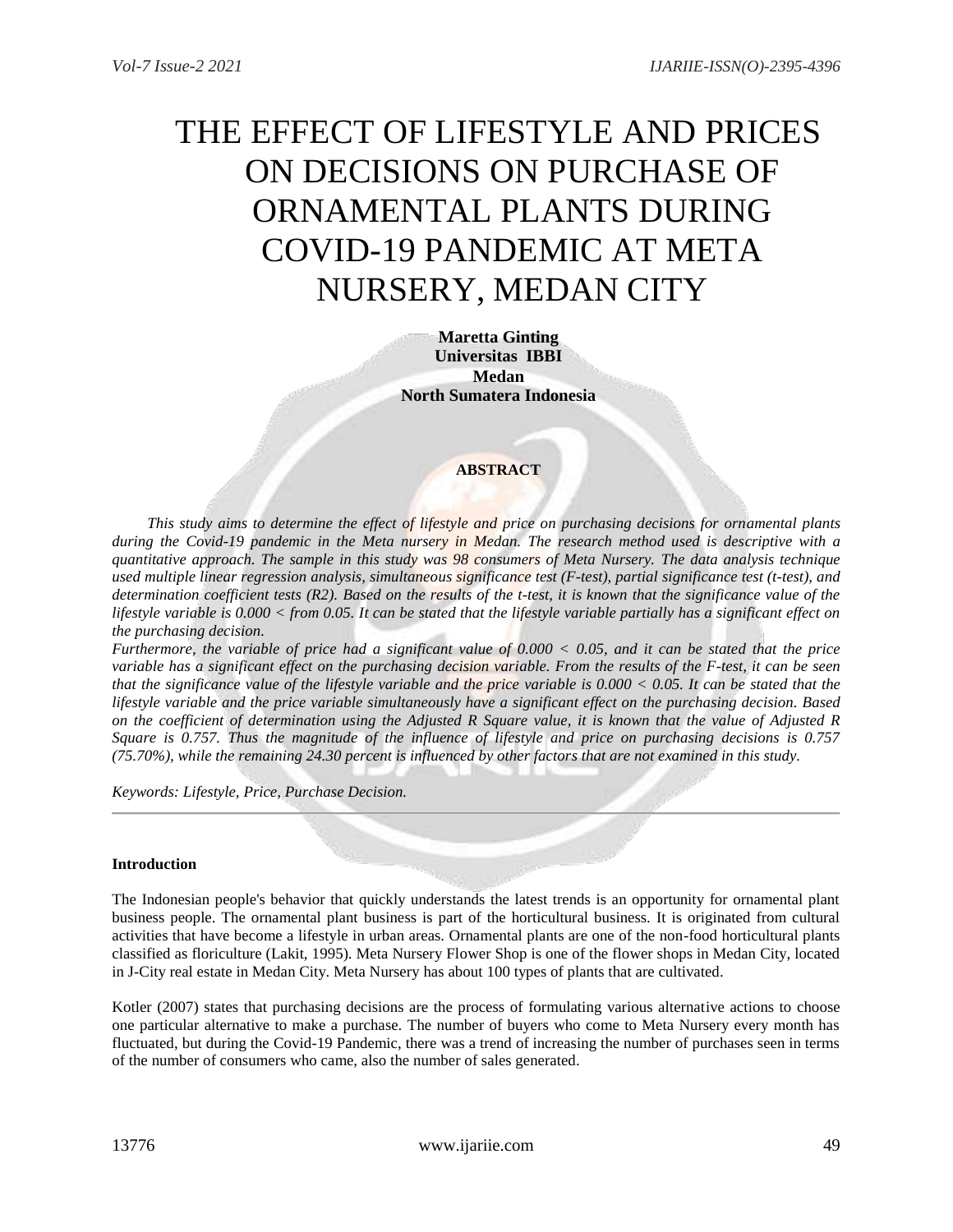# THE EFFECT OF LIFESTYLE AND PRICES ON DECISIONS ON PURCHASE OF ORNAMENTAL PLANTS DURING COVID-19 PANDEMIC AT META NURSERY, MEDAN CITY

**Maretta Ginting**
**Universitas IBBI**
**Medan**
**North Sumatera Indonesia**

## ABSTRACT

*This study aims to determine the effect of lifestyle and price on purchasing decisions for ornamental plants during the Covid-19 pandemic in the Meta nursery in Medan. The research method used is descriptive with a quantitative approach. The sample in this study was 98 consumers of Meta Nursery. The data analysis technique used multiple linear regression analysis, simultaneous significance test (F-test), partial significance test (t-test), and determination coefficient tests (R2). Based on the results of the t-test, it is known that the significance value of the lifestyle variable is 0.000 < from 0.05. It can be stated that the lifestyle variable partially has a significant effect on the purchasing decision.*

*Furthermore, the variable of price had a significant value of 0.000 < 0.05, and it can be stated that the price variable has a significant effect on the purchasing decision variable. From the results of the F-test, it can be seen that the significance value of the lifestyle variable and the price variable is 0.000 < 0.05. It can be stated that the lifestyle variable and the price variable simultaneously have a significant effect on the purchasing decision. Based on the coefficient of determination using the Adjusted R Square value, it is known that the value of Adjusted R Square is 0.757. Thus the magnitude of the influence of lifestyle and price on purchasing decisions is 0.757 (75.70%), while the remaining 24.30 percent is influenced by other factors that are not examined in this study.*

*Keywords: Lifestyle, Price, Purchase Decision.*

---

### Introduction

The Indonesian people's behavior that quickly understands the latest trends is an opportunity for ornamental plant business people. The ornamental plant business is part of the horticultural business. It is originated from cultural activities that have become a lifestyle in urban areas. Ornamental plants are one of the non-food horticultural plants classified as floriculture (Lakit, 1995). Meta Nursery Flower Shop is one of the flower shops in Medan City, located in J-City real estate in Medan City. Meta Nursery has about 100 types of plants that are cultivated.

Kotler (2007) states that purchasing decisions are the process of formulating various alternative actions to choose one particular alternative to make a purchase. The number of buyers who come to Meta Nursery every month has fluctuated, but during the Covid-19 Pandemic, there was a trend of increasing the number of purchases seen in terms of the number of consumers who came, also the number of sales generated.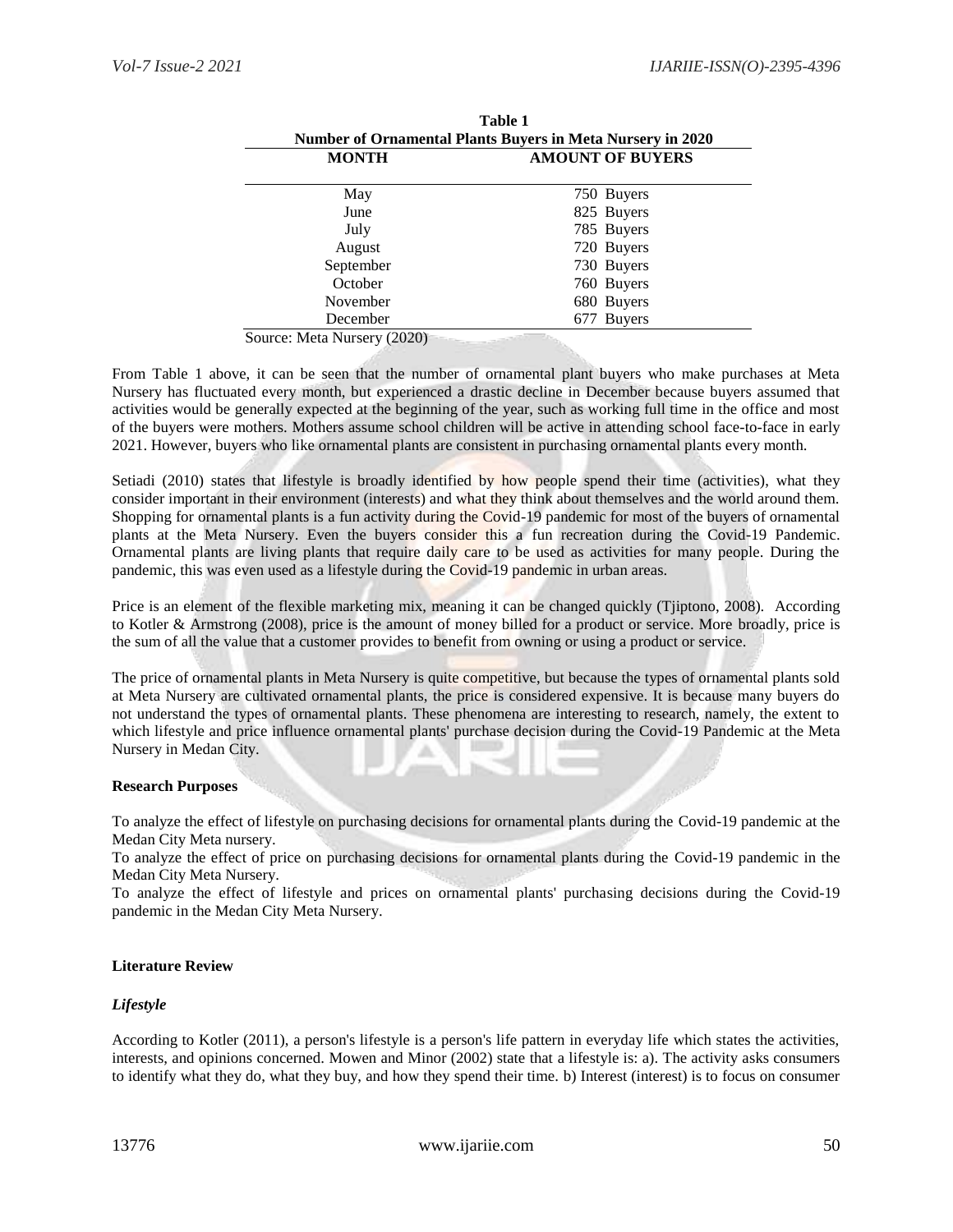**Table 1**
**Number of Ornamental Plants Buyers in Meta Nursery in 2020**

| MONTH | AMOUNT OF BUYERS |
|---|---|
| May | 750 Buyers |
| June | 825 Buyers |
| July | 785 Buyers |
| August | 720 Buyers |
| September | 730 Buyers |
| October | 760 Buyers |
| November | 680 Buyers |
| December | 677 Buyers |

Source: Meta Nursery (2020)

From Table 1 above, it can be seen that the number of ornamental plant buyers who make purchases at Meta Nursery has fluctuated every month, but experienced a drastic decline in December because buyers assumed that activities would be generally expected at the beginning of the year, such as working full time in the office and most of the buyers were mothers. Mothers assume school children will be active in attending school face-to-face in early 2021. However, buyers who like ornamental plants are consistent in purchasing ornamental plants every month.

Setiadi (2010) states that lifestyle is broadly identified by how people spend their time (activities), what they consider important in their environment (interests) and what they think about themselves and the world around them. Shopping for ornamental plants is a fun activity during the Covid-19 pandemic for most of the buyers of ornamental plants at the Meta Nursery. Even the buyers consider this a fun recreation during the Covid-19 Pandemic. Ornamental plants are living plants that require daily care to be used as activities for many people. During the pandemic, this was even used as a lifestyle during the Covid-19 pandemic in urban areas.

Price is an element of the flexible marketing mix, meaning it can be changed quickly (Tjiptono, 2008). According to Kotler & Armstrong (2008), price is the amount of money billed for a product or service. More broadly, price is the sum of all the value that a customer provides to benefit from owning or using a product or service.

The price of ornamental plants in Meta Nursery is quite competitive, but because the types of ornamental plants sold at Meta Nursery are cultivated ornamental plants, the price is considered expensive. It is because many buyers do not understand the types of ornamental plants. These phenomena are interesting to research, namely, the extent to which lifestyle and price influence ornamental plants' purchase decision during the Covid-19 Pandemic at the Meta Nursery in Medan City.

**Research Purposes**

To analyze the effect of lifestyle on purchasing decisions for ornamental plants during the Covid-19 pandemic at the Medan City Meta nursery.

To analyze the effect of price on purchasing decisions for ornamental plants during the Covid-19 pandemic in the Medan City Meta Nursery.

To analyze the effect of lifestyle and prices on ornamental plants' purchasing decisions during the Covid-19 pandemic in the Medan City Meta Nursery.

**Literature Review**

***Lifestyle***

According to Kotler (2011), a person's lifestyle is a person's life pattern in everyday life which states the activities, interests, and opinions concerned. Mowen and Minor (2002) state that a lifestyle is: a). The activity asks consumers to identify what they do, what they buy, and how they spend their time. b) Interest (interest) is to focus on consumer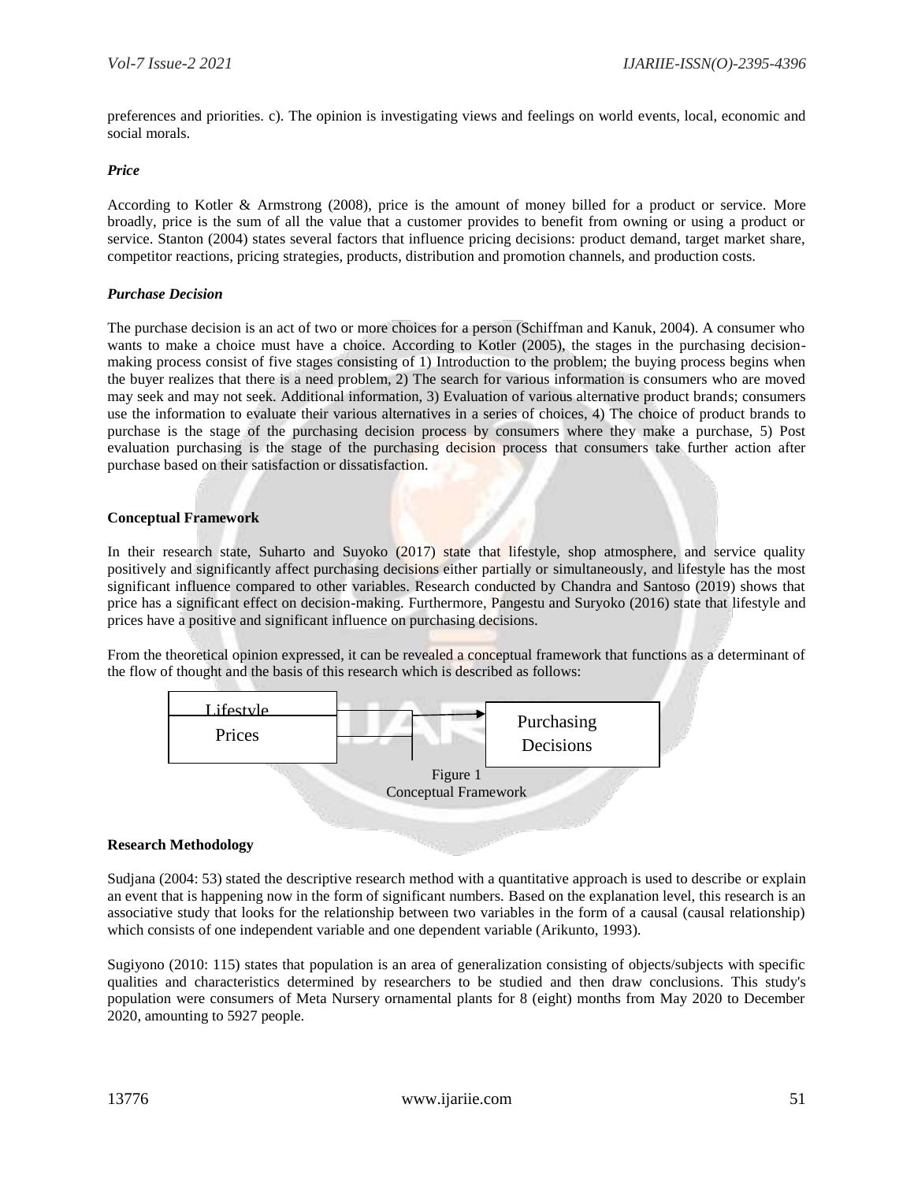preferences and priorities. c). The opinion is investigating views and feelings on world events, local, economic and social morals.

***Price***

According to Kotler & Armstrong (2008), price is the amount of money billed for a product or service. More broadly, price is the sum of all the value that a customer provides to benefit from owning or using a product or service. Stanton (2004) states several factors that influence pricing decisions: product demand, target market share, competitor reactions, pricing strategies, products, distribution and promotion channels, and production costs.

***Purchase Decision***

The purchase decision is an act of two or more choices for a person (Schiffman and Kanuk, 2004). A consumer who wants to make a choice must have a choice. According to Kotler (2005), the stages in the purchasing decision-making process consist of five stages consisting of 1) Introduction to the problem; the buying process begins when the buyer realizes that there is a need problem, 2) The search for various information is consumers who are moved may seek and may not seek. Additional information, 3) Evaluation of various alternative product brands; consumers use the information to evaluate their various alternatives in a series of choices, 4) The choice of product brands to purchase is the stage of the purchasing decision process by consumers where they make a purchase, 5) Post evaluation purchasing is the stage of the purchasing decision process that consumers take further action after purchase based on their satisfaction or dissatisfaction.

**Conceptual Framework**

In their research state, Suharto and Suyoko (2017) state that lifestyle, shop atmosphere, and service quality positively and significantly affect purchasing decisions either partially or simultaneously, and lifestyle has the most significant influence compared to other variables. Research conducted by Chandra and Santoso (2019) shows that price has a significant effect on decision-making. Furthermore, Pangestu and Suryoko (2016) state that lifestyle and prices have a positive and significant influence on purchasing decisions.

From the theoretical opinion expressed, it can be revealed a conceptual framework that functions as a determinant of the flow of thought and the basis of this research which is described as follows:

Lifestyle

Prices

Purchasing Decisions

Figure 1
Conceptual Framework

**Research Methodology**

Sudjana (2004: 53) stated the descriptive research method with a quantitative approach is used to describe or explain an event that is happening now in the form of significant numbers. Based on the explanation level, this research is an associative study that looks for the relationship between two variables in the form of a causal (causal relationship) which consists of one independent variable and one dependent variable (Arikunto, 1993).

Sugiyono (2010: 115) states that population is an area of generalization consisting of objects/subjects with specific qualities and characteristics determined by researchers to be studied and then draw conclusions. This study's population were consumers of Meta Nursery ornamental plants for 8 (eight) months from May 2020 to December 2020, amounting to 5927 people.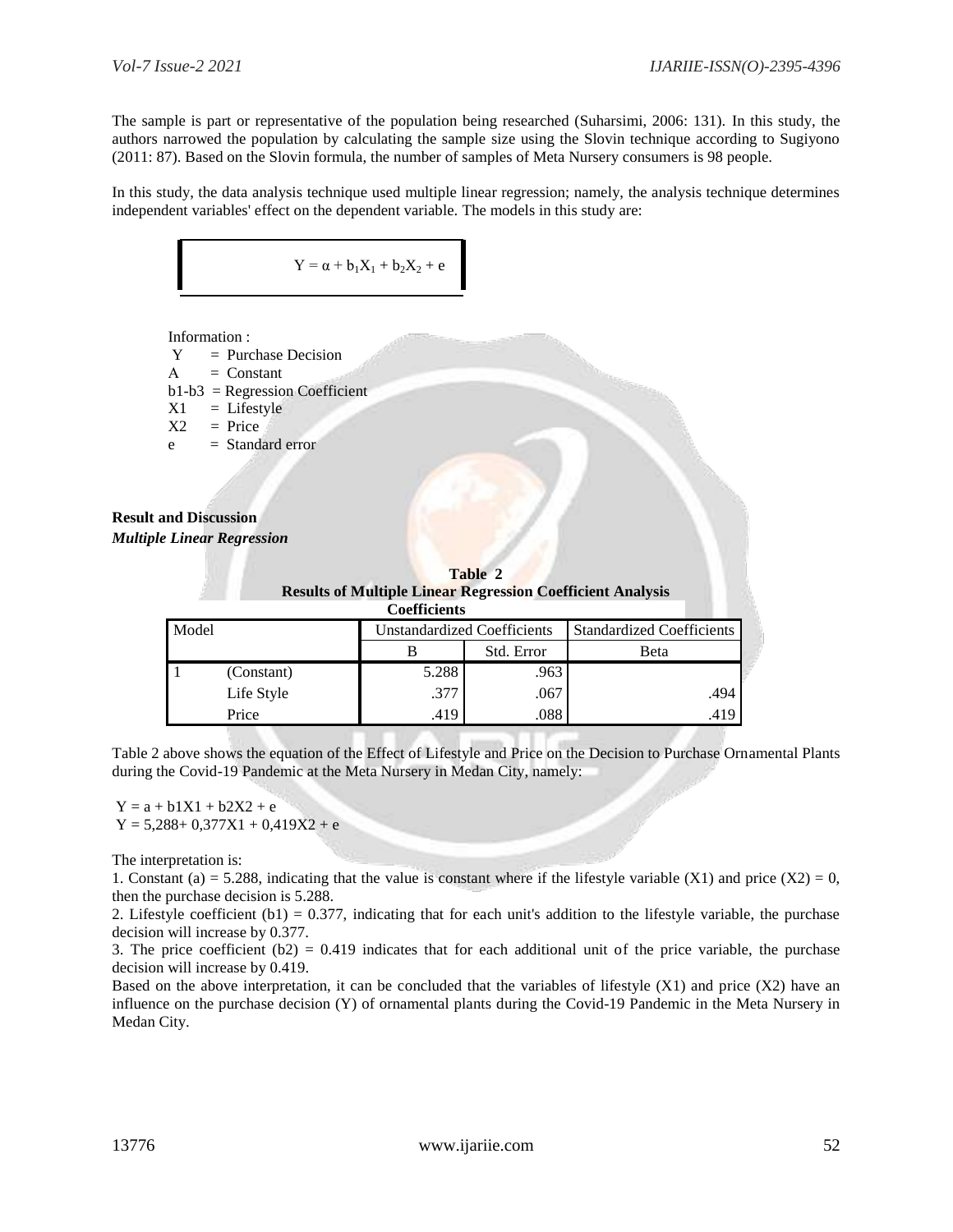The sample is part or representative of the population being researched (Suharsimi, 2006: 131). In this study, the authors narrowed the population by calculating the sample size using the Slovin technique according to Sugiyono (2011: 87). Based on the Slovin formula, the number of samples of Meta Nursery consumers is 98 people.

In this study, the data analysis technique used multiple linear regression; namely, the analysis technique determines independent variables' effect on the dependent variable. The models in this study are:

$$Y = \alpha + b_1X_1 + b_2X_2 + e$$

Information :
Y = Purchase Decision
A = Constant
b1-b3 = Regression Coefficient
X1 = Lifestyle
X2 = Price
e = Standard error

## Result and Discussion

### *Multiple Linear Regression*

**Table 2**
**Results of Multiple Linear Regression Coefficient Analysis**
**Coefficients**

| Model | | Unstandardized Coefficients | | Standardized Coefficients |
|---|---|---|---|---|
| | | B | Std. Error | Beta |
| 1 | (Constant) | 5.288 | .963 | |
| | Life Style | .377 | .067 | .494 |
| | Price | .419 | .088 | .419 |

Table 2 above shows the equation of the Effect of Lifestyle and Price on the Decision to Purchase Ornamental Plants during the Covid-19 Pandemic at the Meta Nursery in Medan City, namely:

$Y = a + b1X1 + b2X2 + e$
$Y = 5{,}288 + 0{,}377X1 + 0{,}419X2 + e$

The interpretation is:

1. Constant (a) = 5.288, indicating that the value is constant where if the lifestyle variable (X1) and price (X2) = 0, then the purchase decision is 5.288.
2. Lifestyle coefficient (b1) = 0.377, indicating that for each unit's addition to the lifestyle variable, the purchase decision will increase by 0.377.
3. The price coefficient (b2) = 0.419 indicates that for each additional unit of the price variable, the purchase decision will increase by 0.419.

Based on the above interpretation, it can be concluded that the variables of lifestyle (X1) and price (X2) have an influence on the purchase decision (Y) of ornamental plants during the Covid-19 Pandemic in the Meta Nursery in Medan City.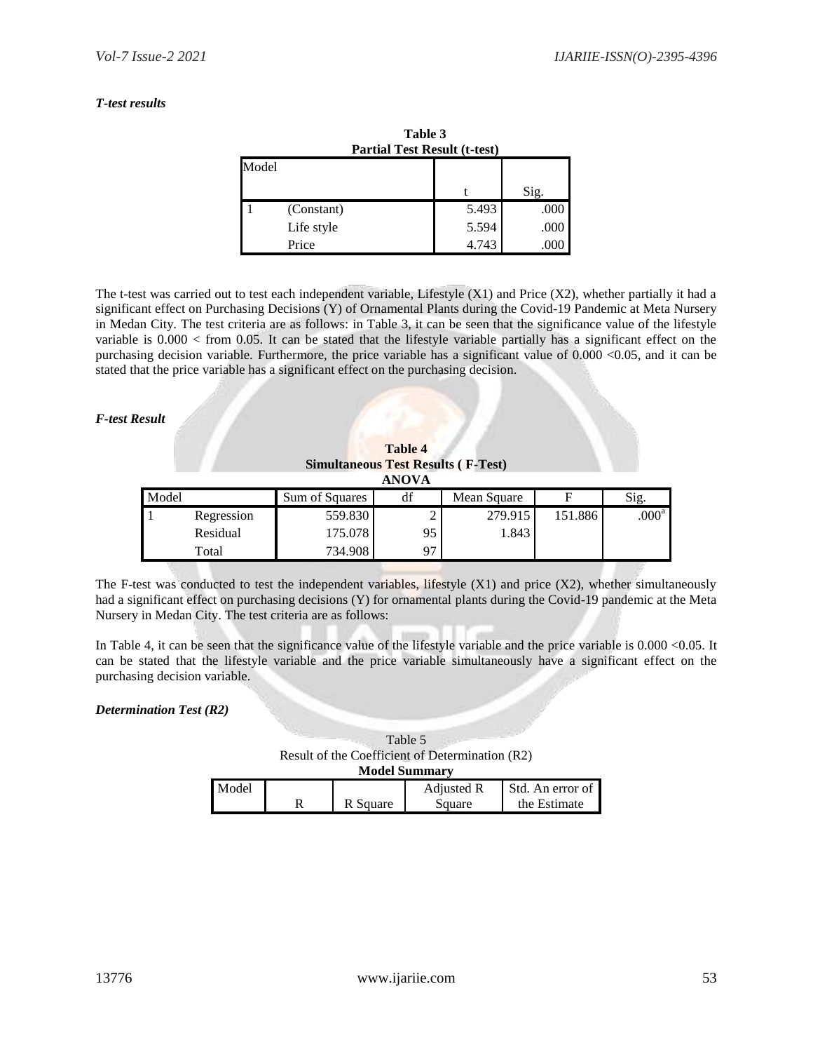***T-test results***

**Table 3**
**Partial Test Result (t-test)**

| Model | | t | Sig. |
|---|---|---|---|
| 1 | (Constant) | 5.493 | .000 |
| | Life style | 5.594 | .000 |
| | Price | 4.743 | .000 |

The t-test was carried out to test each independent variable, Lifestyle (X1) and Price (X2), whether partially it had a significant effect on Purchasing Decisions (Y) of Ornamental Plants during the Covid-19 Pandemic at Meta Nursery in Medan City. The test criteria are as follows: in Table 3, it can be seen that the significance value of the lifestyle variable is 0.000 < from 0.05. It can be stated that the lifestyle variable partially has a significant effect on the purchasing decision variable. Furthermore, the price variable has a significant value of 0.000 <0.05, and it can be stated that the price variable has a significant effect on the purchasing decision.

***F-test Result***

**Table 4**
**Simultaneous Test Results ( F-Test)**
**ANOVA**

| Model | | Sum of Squares | df | Mean Square | F | Sig. |
|---|---|---|---|---|---|---|
| 1 | Regression | 559.830 | 2 | 279.915 | 151.886 | .000[a] |
| | Residual | 175.078 | 95 | 1.843 | | |
| | Total | 734.908 | 97 | | | |

The F-test was conducted to test the independent variables, lifestyle (X1) and price (X2), whether simultaneously had a significant effect on purchasing decisions (Y) for ornamental plants during the Covid-19 pandemic at the Meta Nursery in Medan City. The test criteria are as follows:

In Table 4, it can be seen that the significance value of the lifestyle variable and the price variable is 0.000 <0.05. It can be stated that the lifestyle variable and the price variable simultaneously have a significant effect on the purchasing decision variable.

***Determination Test (R2)***

Table 5
Result of the Coefficient of Determination (R2)
**Model Summary**

| Model | R | R Square | Adjusted R Square | Std. An error of the Estimate |
|---|---|---|---|---|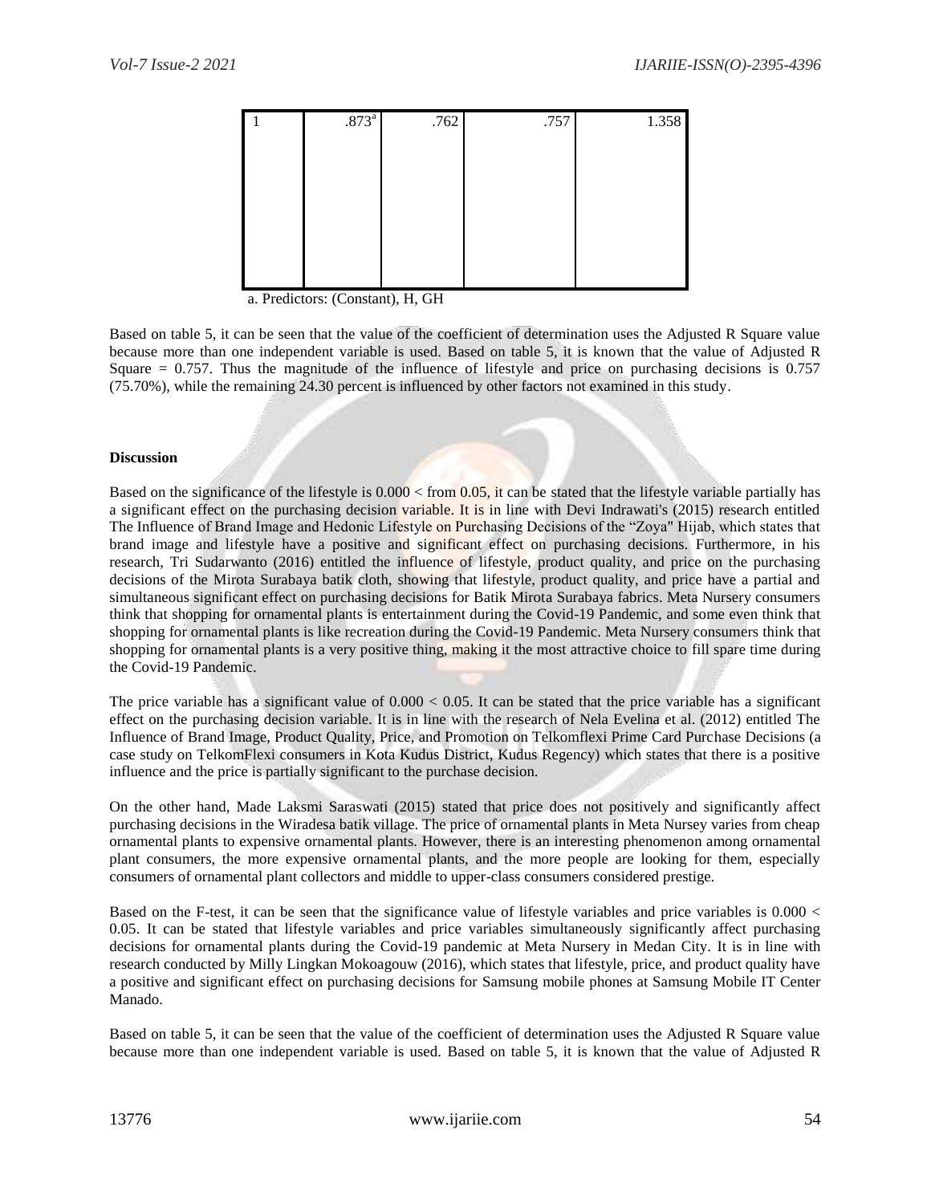| | | | | |
|---|---|---|---|---|
| 1 | .873[a] | .762 | .757 | 1.358 |

a. Predictors: (Constant), H, GH

Based on table 5, it can be seen that the value of the coefficient of determination uses the Adjusted R Square value because more than one independent variable is used. Based on table 5, it is known that the value of Adjusted R Square = 0.757. Thus the magnitude of the influence of lifestyle and price on purchasing decisions is 0.757 (75.70%), while the remaining 24.30 percent is influenced by other factors not examined in this study.

**Discussion**

Based on the significance of the lifestyle is 0.000 < from 0.05, it can be stated that the lifestyle variable partially has a significant effect on the purchasing decision variable. It is in line with Devi Indrawati's (2015) research entitled The Influence of Brand Image and Hedonic Lifestyle on Purchasing Decisions of the "Zoya" Hijab, which states that brand image and lifestyle have a positive and significant effect on purchasing decisions. Furthermore, in his research, Tri Sudarwanto (2016) entitled the influence of lifestyle, product quality, and price on the purchasing decisions of the Mirota Surabaya batik cloth, showing that lifestyle, product quality, and price have a partial and simultaneous significant effect on purchasing decisions for Batik Mirota Surabaya fabrics. Meta Nursery consumers think that shopping for ornamental plants is entertainment during the Covid-19 Pandemic, and some even think that shopping for ornamental plants is like recreation during the Covid-19 Pandemic. Meta Nursery consumers think that shopping for ornamental plants is a very positive thing, making it the most attractive choice to fill spare time during the Covid-19 Pandemic.

The price variable has a significant value of 0.000 < 0.05. It can be stated that the price variable has a significant effect on the purchasing decision variable. It is in line with the research of Nela Evelina et al. (2012) entitled The Influence of Brand Image, Product Quality, Price, and Promotion on Telkomflexi Prime Card Purchase Decisions (a case study on TelkomFlexi consumers in Kota Kudus District, Kudus Regency) which states that there is a positive influence and the price is partially significant to the purchase decision.

On the other hand, Made Laksmi Saraswati (2015) stated that price does not positively and significantly affect purchasing decisions in the Wiradesa batik village. The price of ornamental plants in Meta Nursey varies from cheap ornamental plants to expensive ornamental plants. However, there is an interesting phenomenon among ornamental plant consumers, the more expensive ornamental plants, and the more people are looking for them, especially consumers of ornamental plant collectors and middle to upper-class consumers considered prestige.

Based on the F-test, it can be seen that the significance value of lifestyle variables and price variables is 0.000 < 0.05. It can be stated that lifestyle variables and price variables simultaneously significantly affect purchasing decisions for ornamental plants during the Covid-19 pandemic at Meta Nursery in Medan City. It is in line with research conducted by Milly Lingkan Mokoagouw (2016), which states that lifestyle, price, and product quality have a positive and significant effect on purchasing decisions for Samsung mobile phones at Samsung Mobile IT Center Manado.

Based on table 5, it can be seen that the value of the coefficient of determination uses the Adjusted R Square value because more than one independent variable is used. Based on table 5, it is known that the value of Adjusted R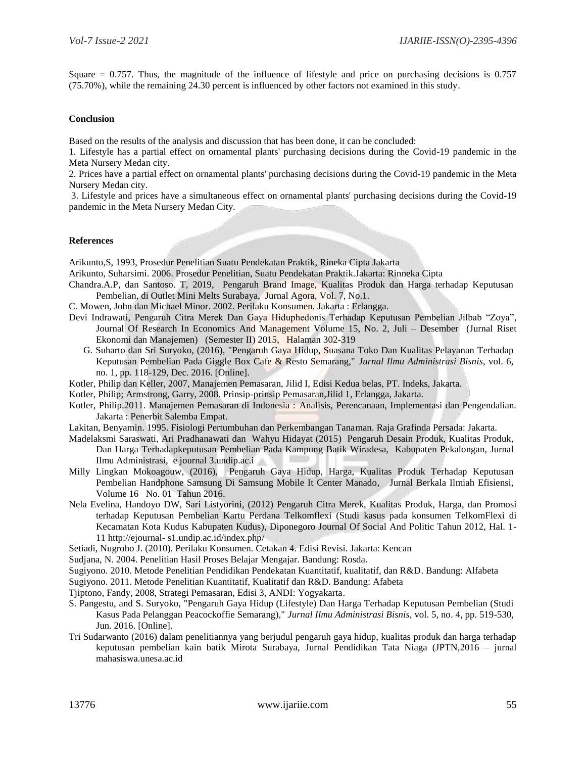Square = 0.757. Thus, the magnitude of the influence of lifestyle and price on purchasing decisions is 0.757 (75.70%), while the remaining 24.30 percent is influenced by other factors not examined in this study.

### Conclusion

Based on the results of the analysis and discussion that has been done, it can be concluded:

1. Lifestyle has a partial effect on ornamental plants' purchasing decisions during the Covid-19 pandemic in the Meta Nursery Medan city.
2. Prices have a partial effect on ornamental plants' purchasing decisions during the Covid-19 pandemic in the Meta Nursery Medan city.
3. Lifestyle and prices have a simultaneous effect on ornamental plants' purchasing decisions during the Covid-19 pandemic in the Meta Nursery Medan City.

### References

Arikunto,S, 1993, Prosedur Penelitian Suatu Pendekatan Praktik, Rineka Cipta Jakarta

Arikunto, Suharsimi. 2006. Prosedur Penelitian, Suatu Pendekatan Praktik.Jakarta: Rinneka Cipta

Chandra.A.P, dan Santoso. T, 2019, Pengaruh Brand Image, Kualitas Produk dan Harga terhadap Keputusan Pembelian, di Outlet Mini Melts Surabaya, Jurnal Agora, Vol. 7, No.1.

C. Mowen, John dan Michael Minor. 2002. Perilaku Konsumen. Jakarta : Erlangga.

Devi Indrawati, Pengaruh Citra Merek Dan Gaya Hiduphedonis Terhadap Keputusan Pembelian Jilbab "Zoya", Journal Of Research In Economics And Management Volume 15, No. 2, Juli – Desember (Jurnal Riset Ekonomi dan Manajemen) (Semester II) 2015, Halaman 302-319

G. Suharto dan Sri Suryoko, (2016), "Pengaruh Gaya Hidup, Suasana Toko Dan Kualitas Pelayanan Terhadap Keputusan Pembelian Pada Giggle Box Cafe & Resto Semarang," *Jurnal Ilmu Administrasi Bisnis*, vol. 6, no. 1, pp. 118-129, Dec. 2016. [Online].

Kotler, Philip dan Keller, 2007, Manajemen Pemasaran, Jilid I, Edisi Kedua belas, PT. Indeks, Jakarta.

Kotler, Philip; Armstrong, Garry, 2008. Prinsip-prinsip Pemasaran,Jilid 1, Erlangga, Jakarta.

Kotler, Philip.2011. Manajemen Pemasaran di Indonesia : Analisis, Perencanaan, Implementasi dan Pengendalian. Jakarta : Penerbit Salemba Empat.

Lakitan, Benyamin. 1995. Fisiologi Pertumbuhan dan Perkembangan Tanaman. Raja Grafinda Persada: Jakarta.

Madelaksmi Saraswati, Ari Pradhanawati dan Wahyu Hidayat (2015) Pengaruh Desain Produk, Kualitas Produk, Dan Harga Terhadapkeputusan Pembelian Pada Kampung Batik Wiradesa, Kabupaten Pekalongan, Jurnal Ilmu Administrasi, e journal 3.undip.ac.i

Milly Lingkan Mokoagouw, (2016), Pengaruh Gaya Hidup, Harga, Kualitas Produk Terhadap Keputusan Pembelian Handphone Samsung Di Samsung Mobile It Center Manado, Jurnal Berkala Ilmiah Efisiensi, Volume 16 No. 01 Tahun 2016.

Nela Evelina, Handoyo DW, Sari Listyorini, (2012) Pengaruh Citra Merek, Kualitas Produk, Harga, dan Promosi terhadap Keputusan Pembelian Kartu Perdana Telkomflexi (Studi kasus pada konsumen TelkomFlexi di Kecamatan Kota Kudus Kabupaten Kudus), Diponegoro Journal Of Social And Politic Tahun 2012, Hal. 1-11 http://ejournal- s1.undip.ac.id/index.php/

Setiadi, Nugroho J. (2010). Perilaku Konsumen. Cetakan 4. Edisi Revisi. Jakarta: Kencan

Sudjana, N. 2004. Penelitian Hasil Proses Belajar Mengajar. Bandung: Rosda.

Sugiyono. 2010. Metode Penelitian Pendidikan Pendekatan Kuantitatif, kualitatif, dan R&D. Bandung: Alfabeta

Sugiyono. 2011. Metode Penelitian Kuantitatif, Kualitatif dan R&D. Bandung: Afabeta

Tjiptono, Fandy, 2008, Strategi Pemasaran, Edisi 3, ANDI: Yogyakarta.

S. Pangestu, and S. Suryoko, "Pengaruh Gaya Hidup (Lifestyle) Dan Harga Terhadap Keputusan Pembelian (Studi Kasus Pada Pelanggan Peacockoffie Semarang)," *Jurnal Ilmu Administrasi Bisnis*, vol. 5, no. 4, pp. 519-530, Jun. 2016. [Online].

Tri Sudarwanto (2016) dalam penelitiannya yang berjudul pengaruh gaya hidup, kualitas produk dan harga terhadap keputusan pembelian kain batik Mirota Surabaya, Jurnal Pendidikan Tata Niaga (JPTN,2016 – jurnal mahasiswa.unesa.ac.id